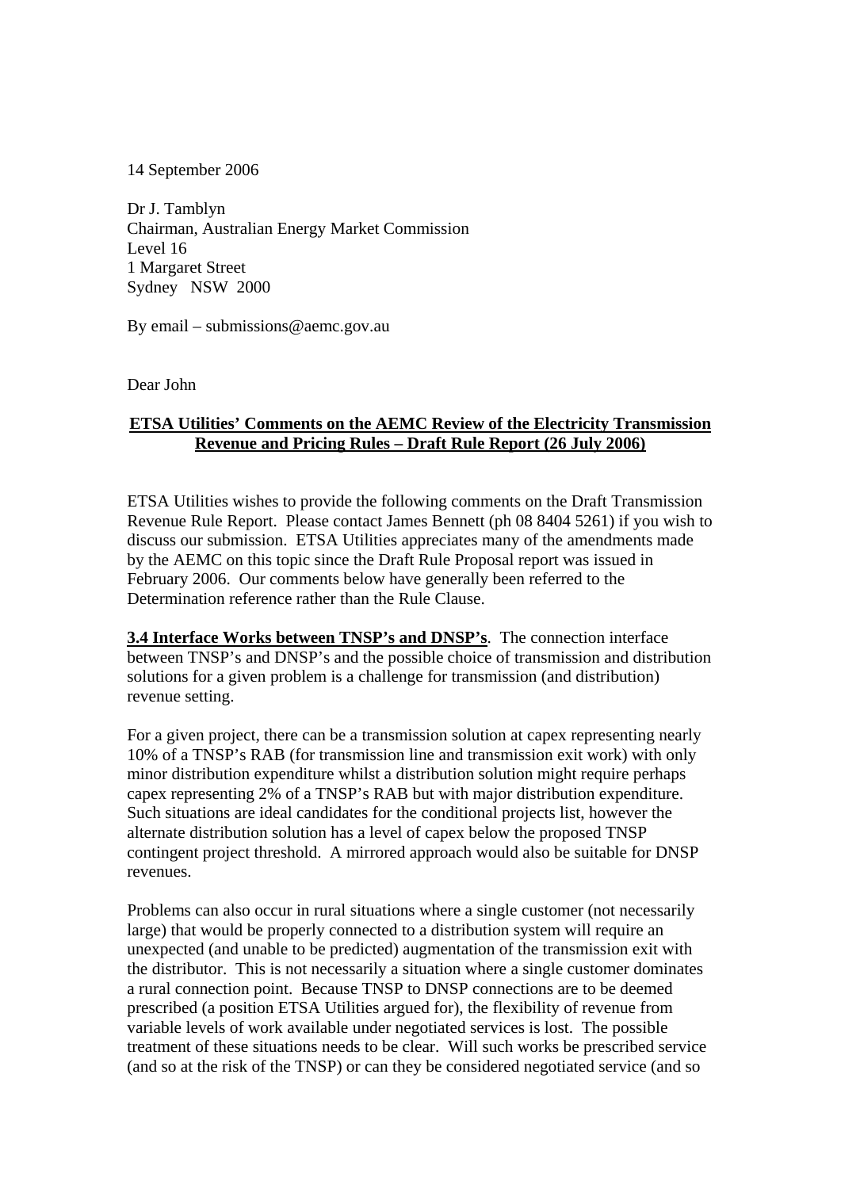14 September 2006

Dr J. Tamblyn
Chairman, Australian Energy Market Commission
Level 16
1 Margaret Street
Sydney NSW 2000

By email – submissions@aemc.gov.au

Dear John

**ETSA Utilities' Comments on the AEMC Review of the Electricity Transmission Revenue and Pricing Rules – Draft Rule Report (26 July 2006)**

ETSA Utilities wishes to provide the following comments on the Draft Transmission Revenue Rule Report. Please contact James Bennett (ph 08 8404 5261) if you wish to discuss our submission. ETSA Utilities appreciates many of the amendments made by the AEMC on this topic since the Draft Rule Proposal report was issued in February 2006. Our comments below have generally been referred to the Determination reference rather than the Rule Clause.

**3.4 Interface Works between TNSP's and DNSP's**. The connection interface between TNSP's and DNSP's and the possible choice of transmission and distribution solutions for a given problem is a challenge for transmission (and distribution) revenue setting.

For a given project, there can be a transmission solution at capex representing nearly 10% of a TNSP's RAB (for transmission line and transmission exit work) with only minor distribution expenditure whilst a distribution solution might require perhaps capex representing 2% of a TNSP's RAB but with major distribution expenditure. Such situations are ideal candidates for the conditional projects list, however the alternate distribution solution has a level of capex below the proposed TNSP contingent project threshold. A mirrored approach would also be suitable for DNSP revenues.

Problems can also occur in rural situations where a single customer (not necessarily large) that would be properly connected to a distribution system will require an unexpected (and unable to be predicted) augmentation of the transmission exit with the distributor. This is not necessarily a situation where a single customer dominates a rural connection point. Because TNSP to DNSP connections are to be deemed prescribed (a position ETSA Utilities argued for), the flexibility of revenue from variable levels of work available under negotiated services is lost. The possible treatment of these situations needs to be clear. Will such works be prescribed service (and so at the risk of the TNSP) or can they be considered negotiated service (and so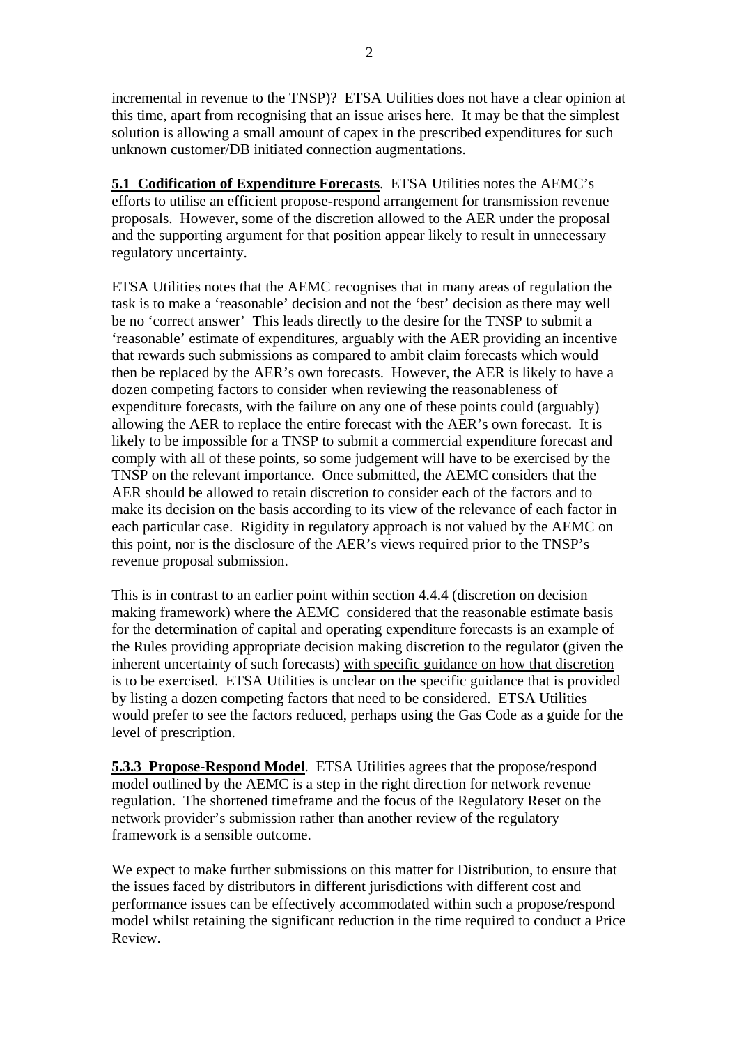incremental in revenue to the TNSP)? ETSA Utilities does not have a clear opinion at this time, apart from recognising that an issue arises here. It may be that the simplest solution is allowing a small amount of capex in the prescribed expenditures for such unknown customer/DB initiated connection augmentations.

**5.1 Codification of Expenditure Forecasts**. ETSA Utilities notes the AEMC's efforts to utilise an efficient propose-respond arrangement for transmission revenue proposals. However, some of the discretion allowed to the AER under the proposal and the supporting argument for that position appear likely to result in unnecessary regulatory uncertainty.

ETSA Utilities notes that the AEMC recognises that in many areas of regulation the task is to make a 'reasonable' decision and not the 'best' decision as there may well be no 'correct answer' This leads directly to the desire for the TNSP to submit a 'reasonable' estimate of expenditures, arguably with the AER providing an incentive that rewards such submissions as compared to ambit claim forecasts which would then be replaced by the AER's own forecasts. However, the AER is likely to have a dozen competing factors to consider when reviewing the reasonableness of expenditure forecasts, with the failure on any one of these points could (arguably) allowing the AER to replace the entire forecast with the AER's own forecast. It is likely to be impossible for a TNSP to submit a commercial expenditure forecast and comply with all of these points, so some judgement will have to be exercised by the TNSP on the relevant importance. Once submitted, the AEMC considers that the AER should be allowed to retain discretion to consider each of the factors and to make its decision on the basis according to its view of the relevance of each factor in each particular case. Rigidity in regulatory approach is not valued by the AEMC on this point, nor is the disclosure of the AER's views required prior to the TNSP's revenue proposal submission.

This is in contrast to an earlier point within section 4.4.4 (discretion on decision making framework) where the AEMC considered that the reasonable estimate basis for the determination of capital and operating expenditure forecasts is an example of the Rules providing appropriate decision making discretion to the regulator (given the inherent uncertainty of such forecasts) with specific guidance on how that discretion is to be exercised. ETSA Utilities is unclear on the specific guidance that is provided by listing a dozen competing factors that need to be considered. ETSA Utilities would prefer to see the factors reduced, perhaps using the Gas Code as a guide for the level of prescription.

**5.3.3 Propose-Respond Model**. ETSA Utilities agrees that the propose/respond model outlined by the AEMC is a step in the right direction for network revenue regulation. The shortened timeframe and the focus of the Regulatory Reset on the network provider's submission rather than another review of the regulatory framework is a sensible outcome.

We expect to make further submissions on this matter for Distribution, to ensure that the issues faced by distributors in different jurisdictions with different cost and performance issues can be effectively accommodated within such a propose/respond model whilst retaining the significant reduction in the time required to conduct a Price Review.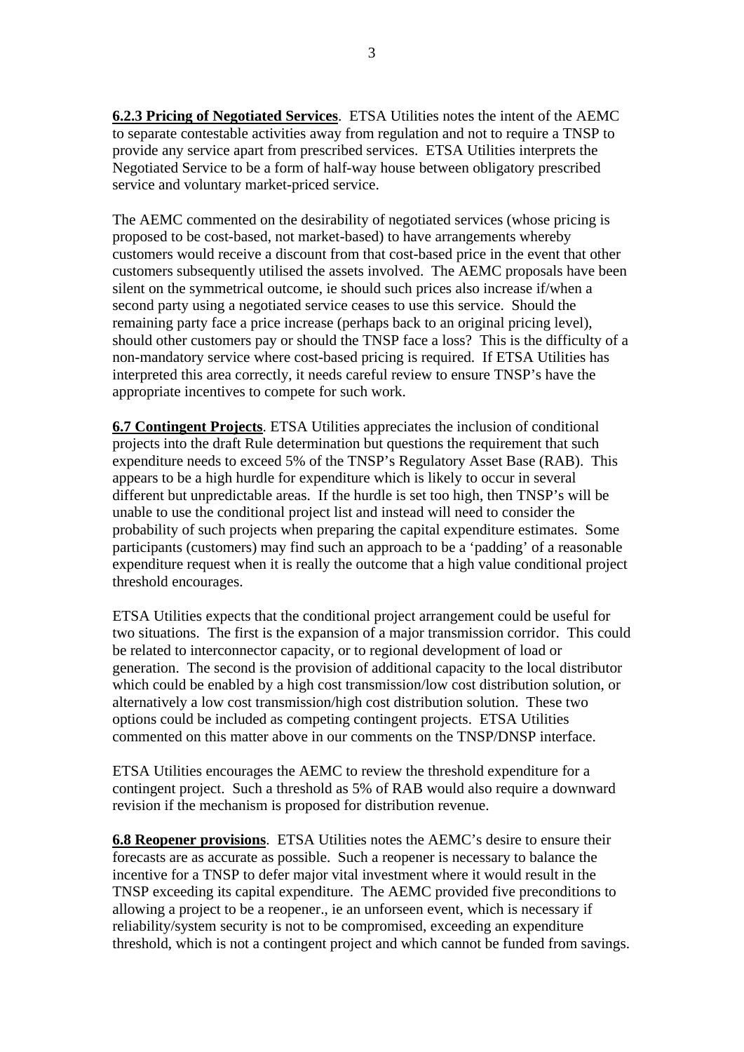**6.2.3 Pricing of Negotiated Services**. ETSA Utilities notes the intent of the AEMC to separate contestable activities away from regulation and not to require a TNSP to provide any service apart from prescribed services. ETSA Utilities interprets the Negotiated Service to be a form of half-way house between obligatory prescribed service and voluntary market-priced service.

The AEMC commented on the desirability of negotiated services (whose pricing is proposed to be cost-based, not market-based) to have arrangements whereby customers would receive a discount from that cost-based price in the event that other customers subsequently utilised the assets involved. The AEMC proposals have been silent on the symmetrical outcome, ie should such prices also increase if/when a second party using a negotiated service ceases to use this service. Should the remaining party face a price increase (perhaps back to an original pricing level), should other customers pay or should the TNSP face a loss? This is the difficulty of a non-mandatory service where cost-based pricing is required. If ETSA Utilities has interpreted this area correctly, it needs careful review to ensure TNSP's have the appropriate incentives to compete for such work.

**6.7 Contingent Projects**. ETSA Utilities appreciates the inclusion of conditional projects into the draft Rule determination but questions the requirement that such expenditure needs to exceed 5% of the TNSP's Regulatory Asset Base (RAB). This appears to be a high hurdle for expenditure which is likely to occur in several different but unpredictable areas. If the hurdle is set too high, then TNSP's will be unable to use the conditional project list and instead will need to consider the probability of such projects when preparing the capital expenditure estimates. Some participants (customers) may find such an approach to be a 'padding' of a reasonable expenditure request when it is really the outcome that a high value conditional project threshold encourages.

ETSA Utilities expects that the conditional project arrangement could be useful for two situations. The first is the expansion of a major transmission corridor. This could be related to interconnector capacity, or to regional development of load or generation. The second is the provision of additional capacity to the local distributor which could be enabled by a high cost transmission/low cost distribution solution, or alternatively a low cost transmission/high cost distribution solution. These two options could be included as competing contingent projects. ETSA Utilities commented on this matter above in our comments on the TNSP/DNSP interface.

ETSA Utilities encourages the AEMC to review the threshold expenditure for a contingent project. Such a threshold as 5% of RAB would also require a downward revision if the mechanism is proposed for distribution revenue.

**6.8 Reopener provisions**. ETSA Utilities notes the AEMC's desire to ensure their forecasts are as accurate as possible. Such a reopener is necessary to balance the incentive for a TNSP to defer major vital investment where it would result in the TNSP exceeding its capital expenditure. The AEMC provided five preconditions to allowing a project to be a reopener., ie an unforseen event, which is necessary if reliability/system security is not to be compromised, exceeding an expenditure threshold, which is not a contingent project and which cannot be funded from savings.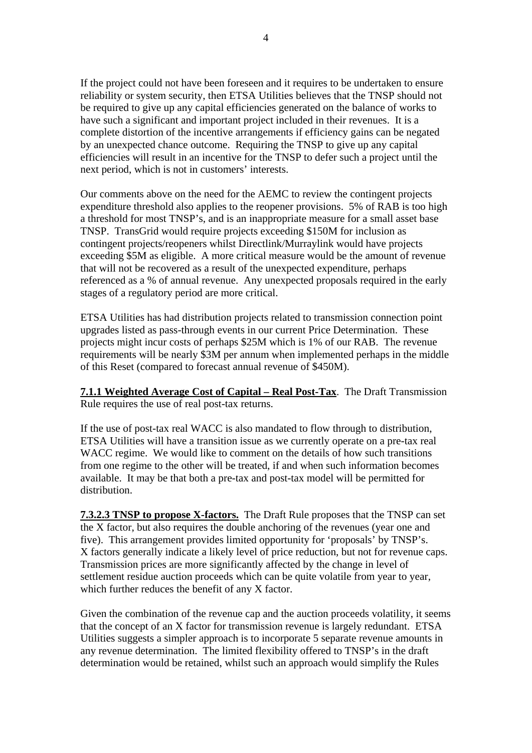If the project could not have been foreseen and it requires to be undertaken to ensure reliability or system security, then ETSA Utilities believes that the TNSP should not be required to give up any capital efficiencies generated on the balance of works to have such a significant and important project included in their revenues. It is a complete distortion of the incentive arrangements if efficiency gains can be negated by an unexpected chance outcome. Requiring the TNSP to give up any capital efficiencies will result in an incentive for the TNSP to defer such a project until the next period, which is not in customers' interests.

Our comments above on the need for the AEMC to review the contingent projects expenditure threshold also applies to the reopener provisions. 5% of RAB is too high a threshold for most TNSP's, and is an inappropriate measure for a small asset base TNSP. TransGrid would require projects exceeding $150M for inclusion as contingent projects/reopeners whilst Directlink/Murraylink would have projects exceeding $5M as eligible. A more critical measure would be the amount of revenue that will not be recovered as a result of the unexpected expenditure, perhaps referenced as a % of annual revenue. Any unexpected proposals required in the early stages of a regulatory period are more critical.

ETSA Utilities has had distribution projects related to transmission connection point upgrades listed as pass-through events in our current Price Determination. These projects might incur costs of perhaps $25M which is 1% of our RAB. The revenue requirements will be nearly $3M per annum when implemented perhaps in the middle of this Reset (compared to forecast annual revenue of $450M).

**7.1.1 Weighted Average Cost of Capital – Real Post-Tax**. The Draft Transmission Rule requires the use of real post-tax returns.

If the use of post-tax real WACC is also mandated to flow through to distribution, ETSA Utilities will have a transition issue as we currently operate on a pre-tax real WACC regime. We would like to comment on the details of how such transitions from one regime to the other will be treated, if and when such information becomes available. It may be that both a pre-tax and post-tax model will be permitted for distribution.

**7.3.2.3 TNSP to propose X-factors.** The Draft Rule proposes that the TNSP can set the X factor, but also requires the double anchoring of the revenues (year one and five). This arrangement provides limited opportunity for 'proposals' by TNSP's. X factors generally indicate a likely level of price reduction, but not for revenue caps. Transmission prices are more significantly affected by the change in level of settlement residue auction proceeds which can be quite volatile from year to year, which further reduces the benefit of any X factor.

Given the combination of the revenue cap and the auction proceeds volatility, it seems that the concept of an X factor for transmission revenue is largely redundant. ETSA Utilities suggests a simpler approach is to incorporate 5 separate revenue amounts in any revenue determination. The limited flexibility offered to TNSP's in the draft determination would be retained, whilst such an approach would simplify the Rules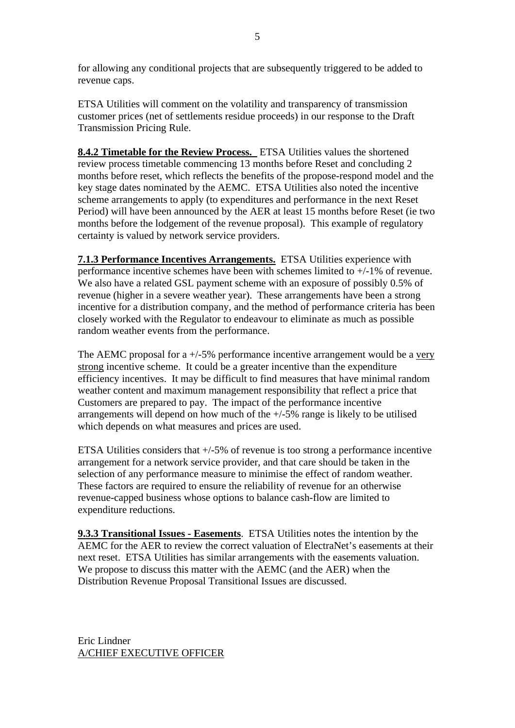for allowing any conditional projects that are subsequently triggered to be added to revenue caps.

ETSA Utilities will comment on the volatility and transparency of transmission customer prices (net of settlements residue proceeds) in our response to the Draft Transmission Pricing Rule.

**8.4.2 Timetable for the Review Process.** ETSA Utilities values the shortened review process timetable commencing 13 months before Reset and concluding 2 months before reset, which reflects the benefits of the propose-respond model and the key stage dates nominated by the AEMC. ETSA Utilities also noted the incentive scheme arrangements to apply (to expenditures and performance in the next Reset Period) will have been announced by the AER at least 15 months before Reset (ie two months before the lodgement of the revenue proposal). This example of regulatory certainty is valued by network service providers.

**7.1.3 Performance Incentives Arrangements.** ETSA Utilities experience with performance incentive schemes have been with schemes limited to +/-1% of revenue. We also have a related GSL payment scheme with an exposure of possibly 0.5% of revenue (higher in a severe weather year). These arrangements have been a strong incentive for a distribution company, and the method of performance criteria has been closely worked with the Regulator to endeavour to eliminate as much as possible random weather events from the performance.

The AEMC proposal for a +/-5% performance incentive arrangement would be a very strong incentive scheme. It could be a greater incentive than the expenditure efficiency incentives. It may be difficult to find measures that have minimal random weather content and maximum management responsibility that reflect a price that Customers are prepared to pay. The impact of the performance incentive arrangements will depend on how much of the +/-5% range is likely to be utilised which depends on what measures and prices are used.

ETSA Utilities considers that +/-5% of revenue is too strong a performance incentive arrangement for a network service provider, and that care should be taken in the selection of any performance measure to minimise the effect of random weather. These factors are required to ensure the reliability of revenue for an otherwise revenue-capped business whose options to balance cash-flow are limited to expenditure reductions.

**9.3.3 Transitional Issues - Easements**. ETSA Utilities notes the intention by the AEMC for the AER to review the correct valuation of ElectraNet's easements at their next reset. ETSA Utilities has similar arrangements with the easements valuation. We propose to discuss this matter with the AEMC (and the AER) when the Distribution Revenue Proposal Transitional Issues are discussed.

Eric Lindner
A/CHIEF EXECUTIVE OFFICER